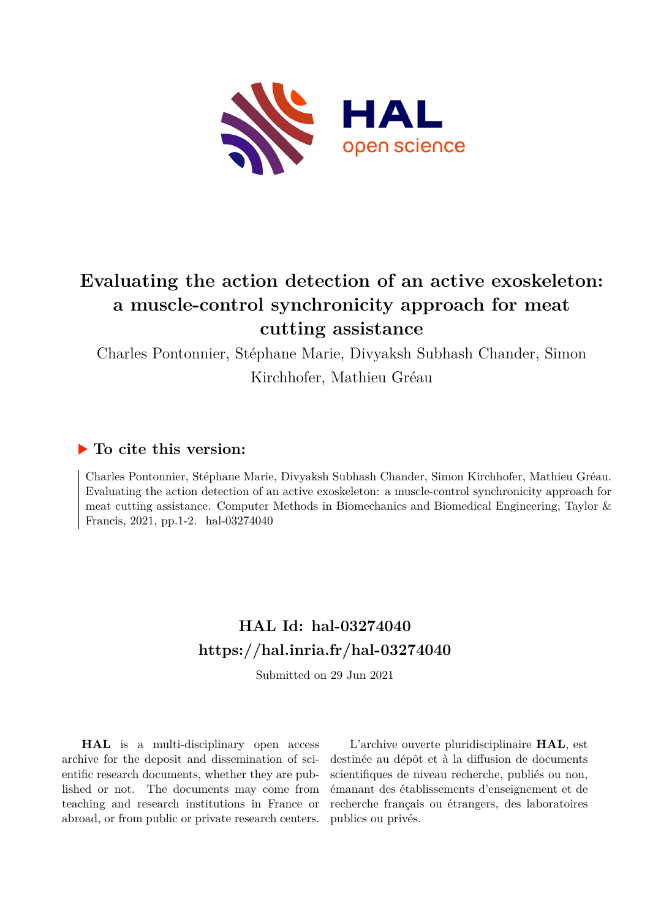# Evaluating the action detection of an active exoskeleton: a muscle-control synchronicity approach for meat cutting assistance

Charles Pontonnier, Stéphane Marie, Divyaksh Subhash Chander, Simon Kirchhofer, Mathieu Gréau

## ▶ To cite this version:

Charles Pontonnier, Stéphane Marie, Divyaksh Subhash Chander, Simon Kirchhofer, Mathieu Gréau. Evaluating the action detection of an active exoskeleton: a muscle-control synchronicity approach for meat cutting assistance. Computer Methods in Biomechanics and Biomedical Engineering, Taylor & Francis, 2021, pp.1-2. hal-03274040

## HAL Id: hal-03274040
## https://hal.inria.fr/hal-03274040

Submitted on 29 Jun 2021

**HAL** is a multi-disciplinary open access archive for the deposit and dissemination of scientific research documents, whether they are published or not. The documents may come from teaching and research institutions in France or abroad, or from public or private research centers.

L'archive ouverte pluridisciplinaire **HAL**, est destinée au dépôt et à la diffusion de documents scientifiques de niveau recherche, publiés ou non, émanant des établissements d'enseignement et de recherche français ou étrangers, des laboratoires publics ou privés.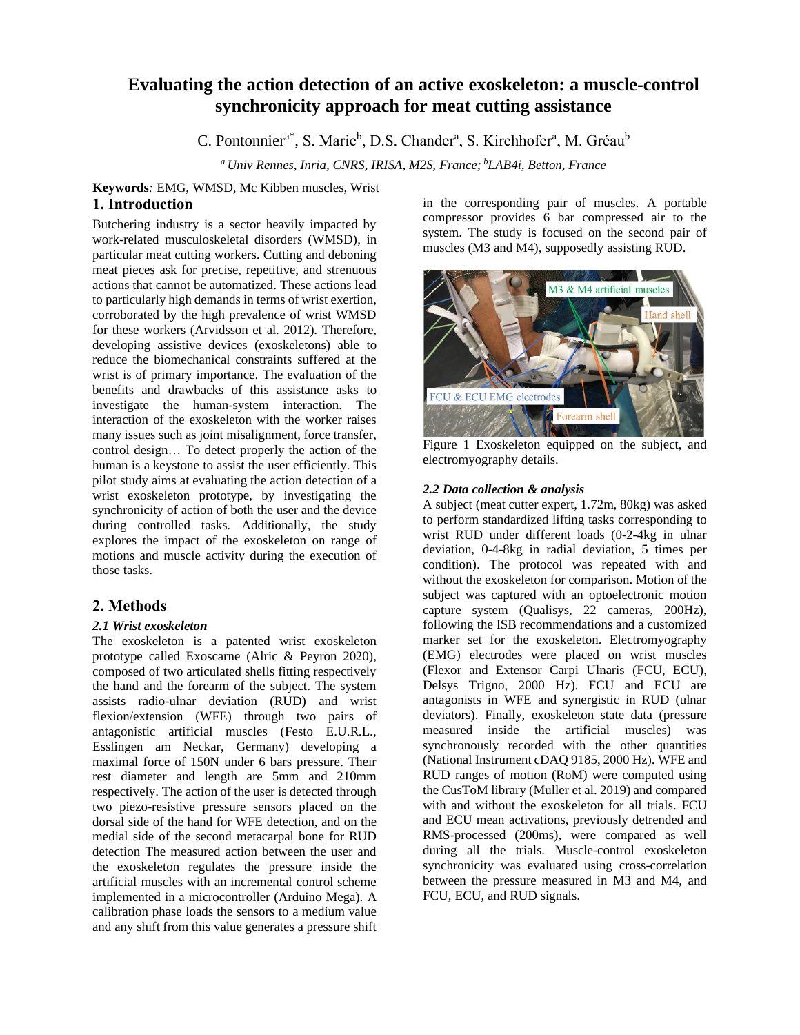# Evaluating the action detection of an active exoskeleton: a muscle-control synchronicity approach for meat cutting assistance

C. Pontonnier[a*], S. Marie[b], D.S. Chander[a], S. Kirchhofer[a], M. Gréau[b]

[a] *Univ Rennes, Inria, CNRS, IRISA, M2S, France;* [b] *LAB4i, Betton, France*

**Keywords***:* EMG, WMSD, Mc Kibben muscles, Wrist

## 1. Introduction

Butchering industry is a sector heavily impacted by work-related musculoskeletal disorders (WMSD), in particular meat cutting workers. Cutting and deboning meat pieces ask for precise, repetitive, and strenuous actions that cannot be automatized. These actions lead to particularly high demands in terms of wrist exertion, corroborated by the high prevalence of wrist WMSD for these workers (Arvidsson et al. 2012). Therefore, developing assistive devices (exoskeletons) able to reduce the biomechanical constraints suffered at the wrist is of primary importance. The evaluation of the benefits and drawbacks of this assistance asks to investigate the human-system interaction. The interaction of the exoskeleton with the worker raises many issues such as joint misalignment, force transfer, control design… To detect properly the action of the human is a keystone to assist the user efficiently. This pilot study aims at evaluating the action detection of a wrist exoskeleton prototype, by investigating the synchronicity of action of both the user and the device during controlled tasks. Additionally, the study explores the impact of the exoskeleton on range of motions and muscle activity during the execution of those tasks.

## 2. Methods

### *2.1 Wrist exoskeleton*

The exoskeleton is a patented wrist exoskeleton prototype called Exoscarne (Alric & Peyron 2020), composed of two articulated shells fitting respectively the hand and the forearm of the subject. The system assists radio-ulnar deviation (RUD) and wrist flexion/extension (WFE) through two pairs of antagonistic artificial muscles (Festo E.U.R.L., Esslingen am Neckar, Germany) developing a maximal force of 150N under 6 bars pressure. Their rest diameter and length are 5mm and 210mm respectively. The action of the user is detected through two piezo-resistive pressure sensors placed on the dorsal side of the hand for WFE detection, and on the medial side of the second metacarpal bone for RUD detection The measured action between the user and the exoskeleton regulates the pressure inside the artificial muscles with an incremental control scheme implemented in a microcontroller (Arduino Mega). A calibration phase loads the sensors to a medium value and any shift from this value generates a pressure shift in the corresponding pair of muscles. A portable compressor provides 6 bar compressed air to the system. The study is focused on the second pair of muscles (M3 and M4), supposedly assisting RUD.

Figure 1 Exoskeleton equipped on the subject, and electromyography details.

### *2.2 Data collection & analysis*

A subject (meat cutter expert, 1.72m, 80kg) was asked to perform standardized lifting tasks corresponding to wrist RUD under different loads (0-2-4kg in ulnar deviation, 0-4-8kg in radial deviation, 5 times per condition). The protocol was repeated with and without the exoskeleton for comparison. Motion of the subject was captured with an optoelectronic motion capture system (Qualisys, 22 cameras, 200Hz), following the ISB recommendations and a customized marker set for the exoskeleton. Electromyography (EMG) electrodes were placed on wrist muscles (Flexor and Extensor Carpi Ulnaris (FCU, ECU), Delsys Trigno, 2000 Hz). FCU and ECU are antagonists in WFE and synergistic in RUD (ulnar deviators). Finally, exoskeleton state data (pressure measured inside the artificial muscles) was synchronously recorded with the other quantities (National Instrument cDAQ 9185, 2000 Hz). WFE and RUD ranges of motion (RoM) were computed using the CusToM library (Muller et al. 2019) and compared with and without the exoskeleton for all trials. FCU and ECU mean activations, previously detrended and RMS-processed (200ms), were compared as well during all the trials. Muscle-control exoskeleton synchronicity was evaluated using cross-correlation between the pressure measured in M3 and M4, and FCU, ECU, and RUD signals.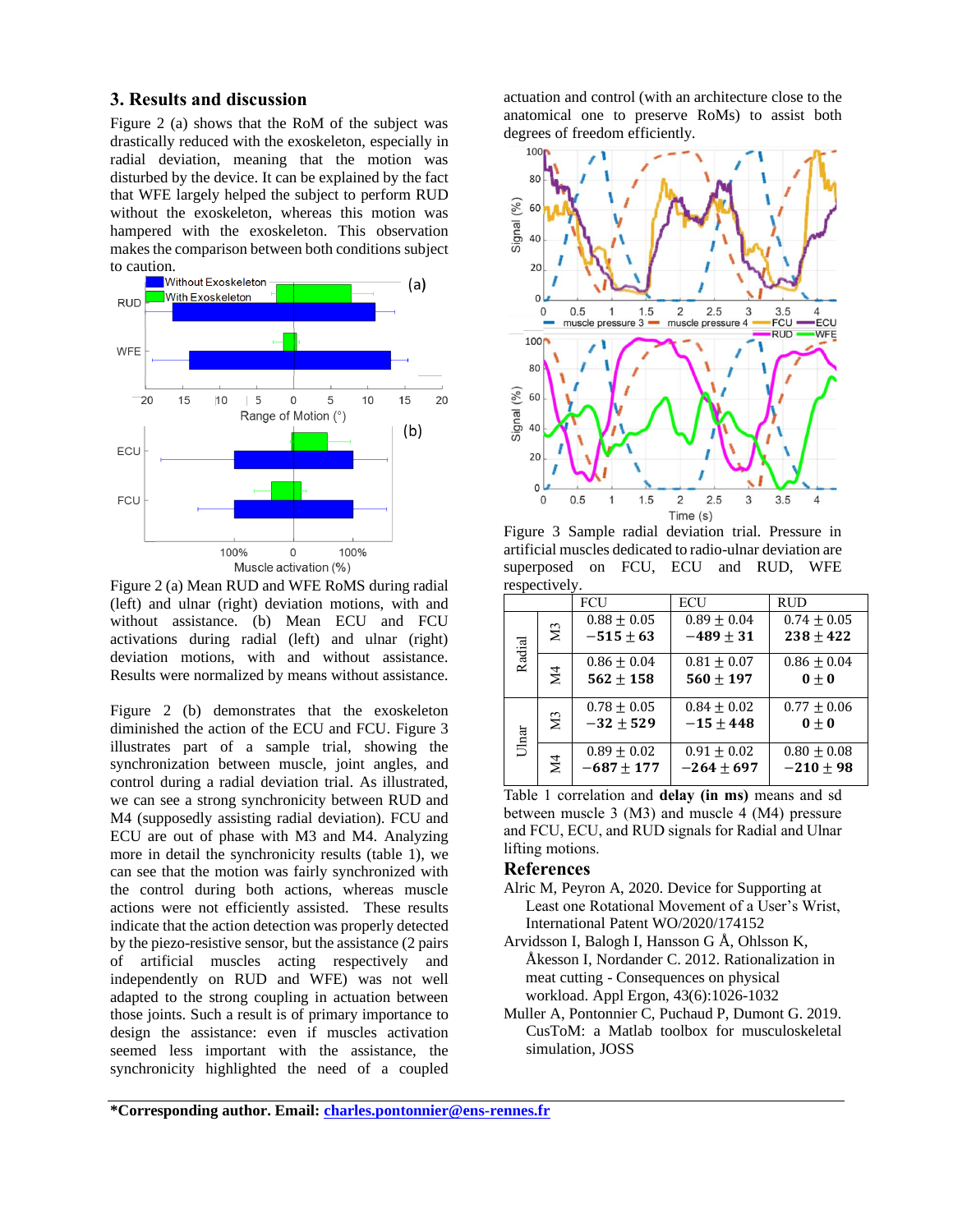## 3. Results and discussion

Figure 2 (a) shows that the RoM of the subject was drastically reduced with the exoskeleton, especially in radial deviation, meaning that the motion was disturbed by the device. It can be explained by the fact that WFE largely helped the subject to perform RUD without the exoskeleton, whereas this motion was hampered with the exoskeleton. This observation makes the comparison between both conditions subject to caution.

(a)

Without Exoskeleton
With Exoskeleton

RUD
WFE

20 15 10 5 0 5 10 15 20
Range of Motion (°)

(b)

ECU
FCU

100% 0 100%
Muscle activation (%)

Figure 2 (a) Mean RUD and WFE RoMS during radial (left) and ulnar (right) deviation motions, with and without assistance. (b) Mean ECU and FCU activations during radial (left) and ulnar (right) deviation motions, with and without assistance. Results were normalized by means without assistance.

Figure 2 (b) demonstrates that the exoskeleton diminished the action of the ECU and FCU. Figure 3 illustrates part of a sample trial, showing the synchronization between muscle, joint angles, and control during a radial deviation trial. As illustrated, we can see a strong synchronicity between RUD and M4 (supposedly assisting radial deviation). FCU and ECU are out of phase with M3 and M4. Analyzing more in detail the synchronicity results (table 1), we can see that the motion was fairly synchronized with the control during both actions, whereas muscle actions were not efficiently assisted. These results indicate that the action detection was properly detected by the piezo-resistive sensor, but the assistance (2 pairs of artificial muscles acting respectively and independently on RUD and WFE) was not well adapted to the strong coupling in actuation between those joints. Such a result is of primary importance to design the assistance: even if muscles activation seemed less important with the assistance, the synchronicity highlighted the need of a coupled actuation and control (with an architecture close to the anatomical one to preserve RoMs) to assist both degrees of freedom efficiently.

Signal (%)
0 0.5 1 1.5 2 2.5 3 3.5 4
muscle pressure 3 muscle pressure 4 FCU ECU RUD WFE

Signal (%)
0 0.5 1 1.5 2 2.5 3 3.5 4
Time (s)

Figure 3 Sample radial deviation trial. Pressure in artificial muscles dedicated to radio-ulnar deviation are superposed on FCU, ECU and RUD, WFE respectively.

| | | FCU | ECU | RUD |
|---|---|---|---|---|
| Radial | M3 | $0.88 \pm 0.05$<br>$\mathbf{-515 \pm 63}$ | $0.89 \pm 0.04$<br>$\mathbf{-489 \pm 31}$ | $0.74 \pm 0.05$<br>$\mathbf{238 \pm 422}$ |
| | M4 | $0.86 \pm 0.04$<br>$\mathbf{562 \pm 158}$ | $0.81 \pm 0.07$<br>$\mathbf{560 \pm 197}$ | $0.86 \pm 0.04$<br>$\mathbf{0 \pm 0}$ |
| Ulnar | M3 | $0.78 \pm 0.05$<br>$\mathbf{-32 \pm 529}$ | $0.84 \pm 0.02$<br>$\mathbf{-15 \pm 448}$ | $0.77 \pm 0.06$<br>$\mathbf{0 \pm 0}$ |
| | M4 | $0.89 \pm 0.02$<br>$\mathbf{-687 \pm 177}$ | $0.91 \pm 0.02$<br>$\mathbf{-264 \pm 697}$ | $0.80 \pm 0.08$<br>$\mathbf{-210 \pm 98}$ |

Table 1 correlation and **delay (in ms)** means and sd between muscle 3 (M3) and muscle 4 (M4) pressure and FCU, ECU, and RUD signals for Radial and Ulnar lifting motions.

## References

Alric M, Peyron A, 2020. Device for Supporting at Least one Rotational Movement of a User's Wrist, International Patent WO/2020/174152

Arvidsson I, Balogh I, Hansson G Å, Ohlsson K, Åkesson I, Nordander C. 2012. Rationalization in meat cutting - Consequences on physical workload. Appl Ergon, 43(6):1026-1032

Muller A, Pontonnier C, Puchaud P, Dumont G. 2019. CusToM: a Matlab toolbox for musculoskeletal simulation, JOSS

**\*Corresponding author. Email: charles.pontonnier@ens-rennes.fr**